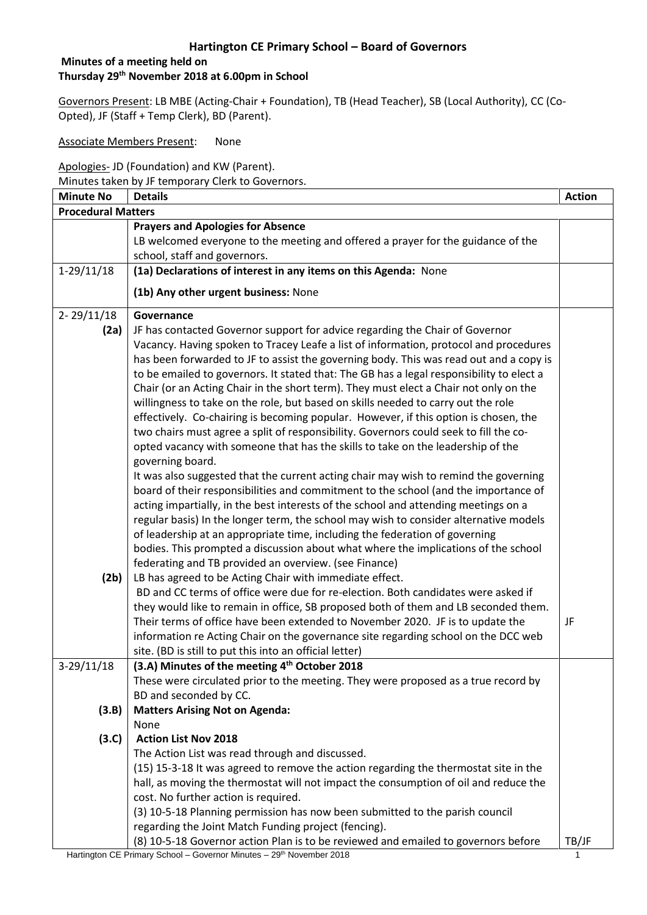## Hartington CE Primary School – Board of Governors

**Minutes of a meeting held on**
**Thursday 29th November 2018 at 6.00pm in School**

Governors Present: LB MBE (Acting-Chair + Foundation), TB (Head Teacher), SB (Local Authority), CC (Co-Opted), JF (Staff + Temp Clerk), BD (Parent).

Associate Members Present: None

Apologies- JD (Foundation) and KW (Parent).
Minutes taken by JF temporary Clerk to Governors.

| Minute No | Details | Action |
|---|---|---|
| **Procedural Matters** | | |
| | **Prayers and Apologies for Absence**<br>LB welcomed everyone to the meeting and offered a prayer for the guidance of the school, staff and governors. | |
| 1-29/11/18 | **(1a) Declarations of interest in any items on this Agenda:** None<br>**(1b) Any other urgent business:** None | |
| 2- 29/11/18<br>**(2a)** | **Governance**<br>JF has contacted Governor support for advice regarding the Chair of Governor Vacancy. Having spoken to Tracey Leafe a list of information, protocol and procedures has been forwarded to JF to assist the governing body. This was read out and a copy is to be emailed to governors. It stated that: The GB has a legal responsibility to elect a Chair (or an Acting Chair in the short term). They must elect a Chair not only on the willingness to take on the role, but based on skills needed to carry out the role effectively. Co-chairing is becoming popular. However, if this option is chosen, the two chairs must agree a split of responsibility. Governors could seek to fill the co-opted vacancy with someone that has the skills to take on the leadership of the governing board.<br>It was also suggested that the current acting chair may wish to remind the governing board of their responsibilities and commitment to the school (and the importance of acting impartially, in the best interests of the school and attending meetings on a regular basis) In the longer term, the school may wish to consider alternative models of leadership at an appropriate time, including the federation of governing bodies. This prompted a discussion about what where the implications of the school federating and TB provided an overview. (see Finance) | |
| **(2b)** | LB has agreed to be Acting Chair with immediate effect.<br>BD and CC terms of office were due for re-election. Both candidates were asked if they would like to remain in office, SB proposed both of them and LB seconded them. Their terms of office have been extended to November 2020. JF is to update the information re Acting Chair on the governance site regarding school on the DCC web site. (BD is still to put this into an official letter) | JF |
| 3-29/11/18 | **(3.A) Minutes of the meeting 4th October 2018**<br>These were circulated prior to the meeting. They were proposed as a true record by BD and seconded by CC. | |
| **(3.B)** | **Matters Arising Not on Agenda:**<br>None | |
| **(3.C)** | **Action List Nov 2018**<br>The Action List was read through and discussed.<br>(15) 15-3-18 It was agreed to remove the action regarding the thermostat site in the hall, as moving the thermostat will not impact the consumption of oil and reduce the cost. No further action is required.<br>(3) 10-5-18 Planning permission has now been submitted to the parish council regarding the Joint Match Funding project (fencing).<br>(8) 10-5-18 Governor action Plan is to be reviewed and emailed to governors before | TB/JF |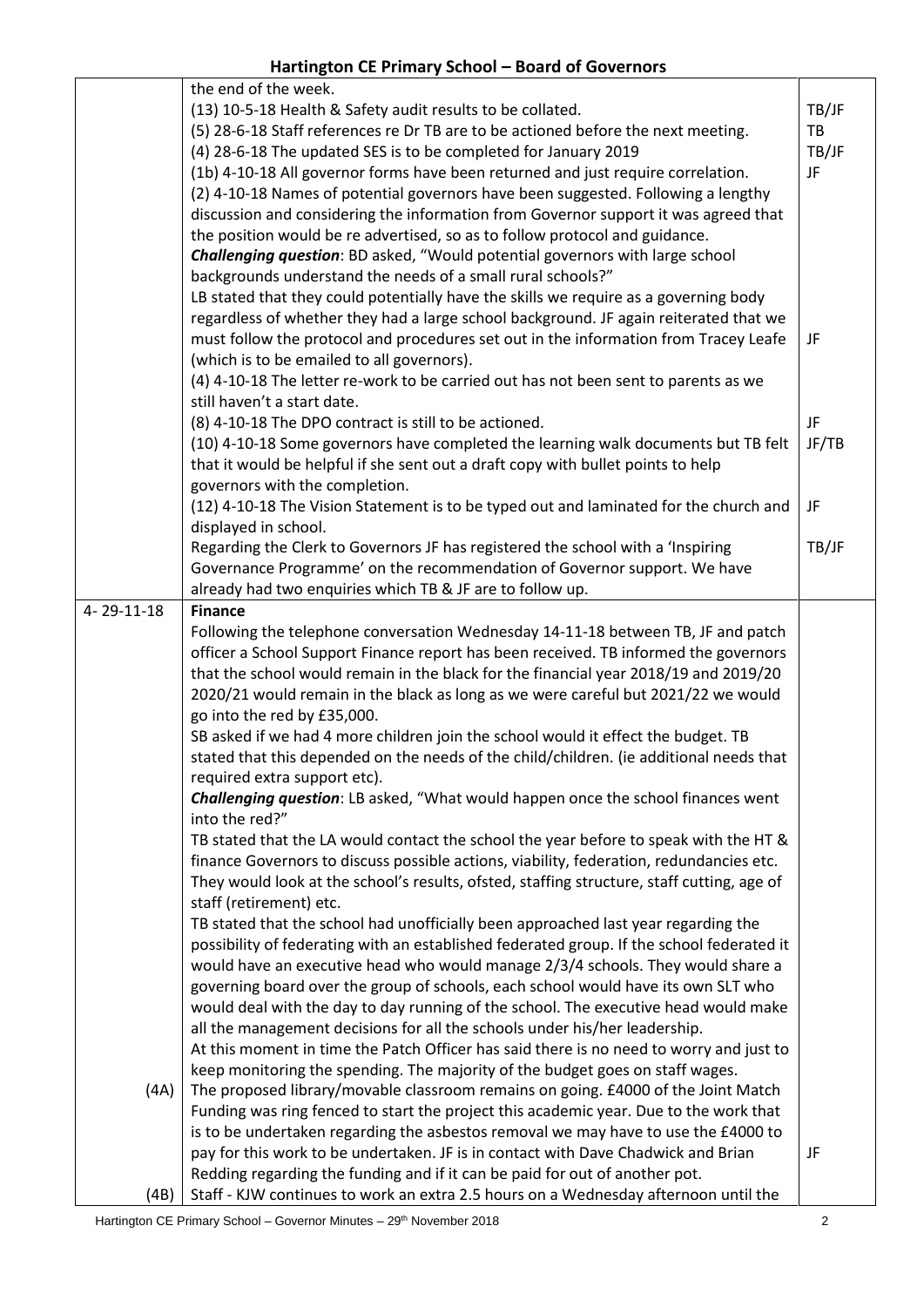| | | |
|---|---|---|
| | the end of the week.<br>(13) 10-5-18 Health & Safety audit results to be collated.<br>(5) 28-6-18 Staff references re Dr TB are to be actioned before the next meeting.<br>(4) 28-6-18 The updated SES is to be completed for January 2019<br>(1b) 4-10-18 All governor forms have been returned and just require correlation.<br>(2) 4-10-18 Names of potential governors have been suggested. Following a lengthy discussion and considering the information from Governor support it was agreed that the position would be re advertised, so as to follow protocol and guidance.<br>***Challenging question***: BD asked, "Would potential governors with large school backgrounds understand the needs of a small rural schools?"<br>LB stated that they could potentially have the skills we require as a governing body regardless of whether they had a large school background. JF again reiterated that we must follow the protocol and procedures set out in the information from Tracey Leafe (which is to be emailed to all governors).<br>(4) 4-10-18 The letter re-work to be carried out has not been sent to parents as we still haven't a start date.<br>(8) 4-10-18 The DPO contract is still to be actioned.<br>(10) 4-10-18 Some governors have completed the learning walk documents but TB felt that it would be helpful if she sent out a draft copy with bullet points to help governors with the completion.<br>(12) 4-10-18 The Vision Statement is to be typed out and laminated for the church and displayed in school.<br>Regarding the Clerk to Governors JF has registered the school with a 'Inspiring Governance Programme' on the recommendation of Governor support. We have already had two enquiries which TB & JF are to follow up. | <br>TB/JF<br>TB<br>TB/JF<br>JF<br><br><br><br><br><br><br><br>JF<br><br><br>JF<br>JF/TB<br><br><br>JF<br><br>TB/JF |
| 4- 29-11-18<br><br><br><br><br><br><br><br><br><br><br><br><br><br><br><br><br><br><br><br><br><br>(4A)<br><br><br><br><br>(4B) | **Finance**<br>Following the telephone conversation Wednesday 14-11-18 between TB, JF and patch officer a School Support Finance report has been received. TB informed the governors that the school would remain in the black for the financial year 2018/19 and 2019/20 2020/21 would remain in the black as long as we were careful but 2021/22 we would go into the red by £35,000.<br>SB asked if we had 4 more children join the school would it effect the budget. TB stated that this depended on the needs of the child/children. (ie additional needs that required extra support etc).<br>***Challenging question***: LB asked, "What would happen once the school finances went into the red?"<br>TB stated that the LA would contact the school the year before to speak with the HT & finance Governors to discuss possible actions, viability, federation, redundancies etc. They would look at the school's results, ofsted, staffing structure, staff cutting, age of staff (retirement) etc.<br>TB stated that the school had unofficially been approached last year regarding the possibility of federating with an established federated group. If the school federated it would have an executive head who would manage 2/3/4 schools. They would share a governing board over the group of schools, each school would have its own SLT who would deal with the day to day running of the school. The executive head would make all the management decisions for all the schools under his/her leadership.<br>At this moment in time the Patch Officer has said there is no need to worry and just to keep monitoring the spending. The majority of the budget goes on staff wages.<br>The proposed library/movable classroom remains on going. £4000 of the Joint Match Funding was ring fenced to start the project this academic year. Due to the work that is to be undertaken regarding the asbestos removal we may have to use the £4000 to pay for this work to be undertaken. JF is in contact with Dave Chadwick and Brian Redding regarding the funding and if it can be paid for out of another pot.<br>Staff - KJW continues to work an extra 2.5 hours on a Wednesday afternoon until the | <br><br><br><br><br><br><br><br><br><br><br><br><br><br><br><br><br><br><br><br><br><br><br><br><br>JF |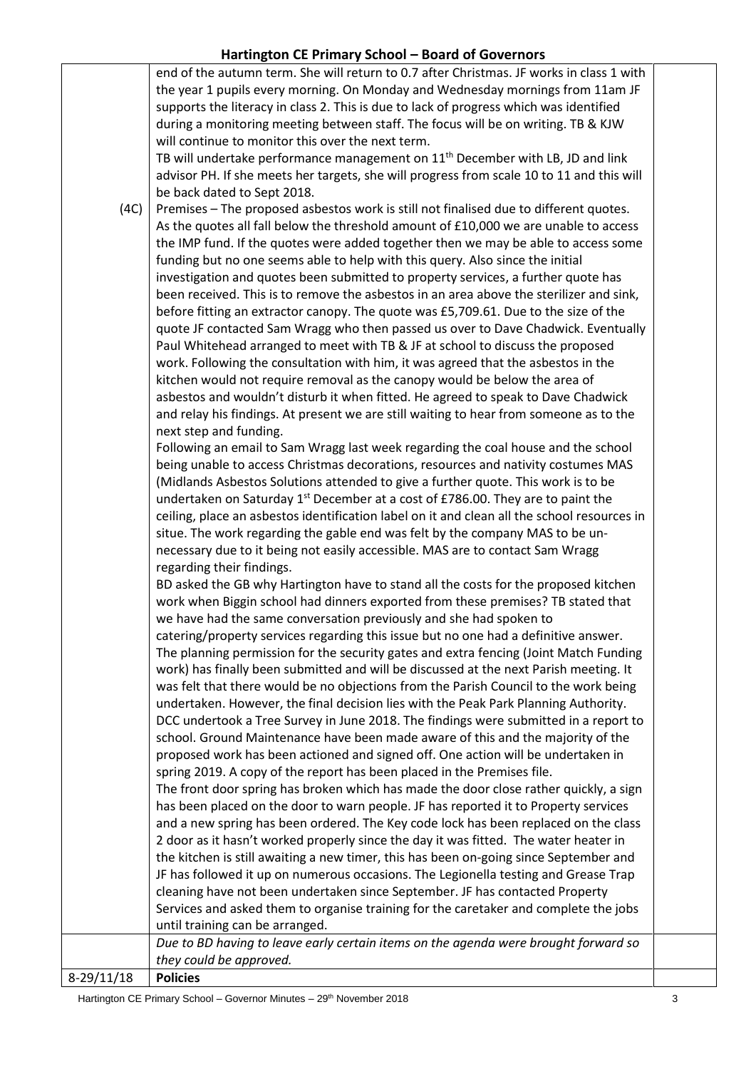# Hartington CE Primary School – Board of Governors

| | | |
|---|---|---|
| | end of the autumn term. She will return to 0.7 after Christmas. JF works in class 1 with the year 1 pupils every morning. On Monday and Wednesday mornings from 11am JF supports the literacy in class 2. This is due to lack of progress which was identified during a monitoring meeting between staff. The focus will be on writing. TB & KJW will continue to monitor this over the next term.<br>TB will undertake performance management on 11th December with LB, JD and link advisor PH. If she meets her targets, she will progress from scale 10 to 11 and this will be back dated to Sept 2018. | |
| (4C) | Premises – The proposed asbestos work is still not finalised due to different quotes. As the quotes all fall below the threshold amount of £10,000 we are unable to access the IMP fund. If the quotes were added together then we may be able to access some funding but no one seems able to help with this query. Also since the initial investigation and quotes been submitted to property services, a further quote has been received. This is to remove the asbestos in an area above the sterilizer and sink, before fitting an extractor canopy. The quote was £5,709.61. Due to the size of the quote JF contacted Sam Wragg who then passed us over to Dave Chadwick. Eventually Paul Whitehead arranged to meet with TB & JF at school to discuss the proposed work. Following the consultation with him, it was agreed that the asbestos in the kitchen would not require removal as the canopy would be below the area of asbestos and wouldn't disturb it when fitted. He agreed to speak to Dave Chadwick and relay his findings. At present we are still waiting to hear from someone as to the next step and funding.<br>Following an email to Sam Wragg last week regarding the coal house and the school being unable to access Christmas decorations, resources and nativity costumes MAS (Midlands Asbestos Solutions attended to give a further quote. This work is to be undertaken on Saturday 1st December at a cost of £786.00. They are to paint the ceiling, place an asbestos identification label on it and clean all the school resources in situe. The work regarding the gable end was felt by the company MAS to be un-necessary due to it being not easily accessible. MAS are to contact Sam Wragg regarding their findings.<br>BD asked the GB why Hartington have to stand all the costs for the proposed kitchen work when Biggin school had dinners exported from these premises? TB stated that we have had the same conversation previously and she had spoken to catering/property services regarding this issue but no one had a definitive answer.<br>The planning permission for the security gates and extra fencing (Joint Match Funding work) has finally been submitted and will be discussed at the next Parish meeting. It was felt that there would be no objections from the Parish Council to the work being undertaken. However, the final decision lies with the Peak Park Planning Authority.<br>DCC undertook a Tree Survey in June 2018. The findings were submitted in a report to school. Ground Maintenance have been made aware of this and the majority of the proposed work has been actioned and signed off. One action will be undertaken in spring 2019. A copy of the report has been placed in the Premises file.<br>The front door spring has broken which has made the door close rather quickly, a sign has been placed on the door to warn people. JF has reported it to Property services and a new spring has been ordered. The Key code lock has been replaced on the class 2 door as it hasn't worked properly since the day it was fitted. The water heater in the kitchen is still awaiting a new timer, this has been on-going since September and JF has followed it up on numerous occasions. The Legionella testing and Grease Trap cleaning have not been undertaken since September. JF has contacted Property Services and asked them to organise training for the caretaker and complete the jobs until training can be arranged. | |
| | *Due to BD having to leave early certain items on the agenda were brought forward so they could be approved.* | |
| 8-29/11/18 | **Policies** | |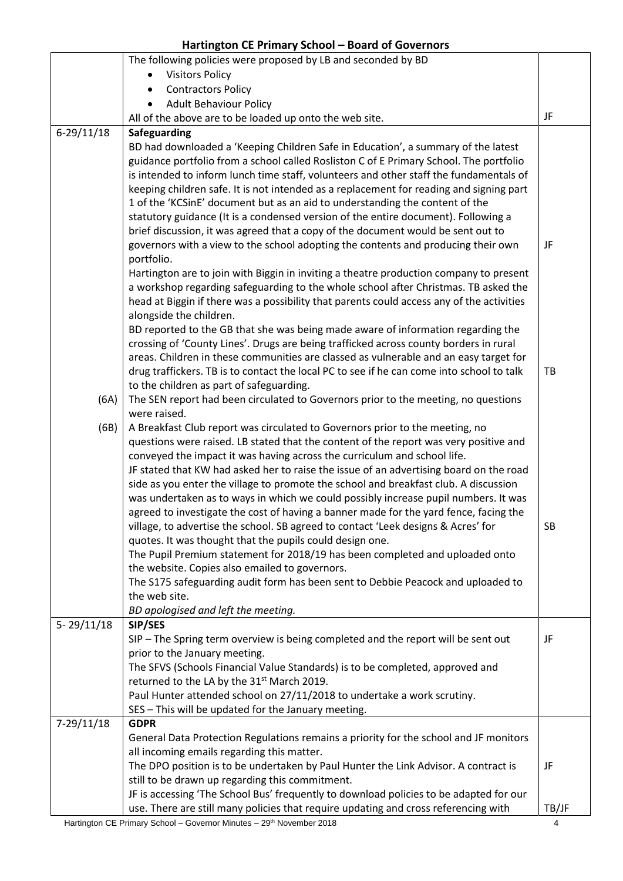| | | |
|---|---|---|
| | The following policies were proposed by LB and seconded by BD<br>• Visitors Policy<br>• Contractors Policy<br>• Adult Behaviour Policy<br>All of the above are to be loaded up onto the web site. | JF |
| 6-29/11/18 | **Safeguarding**<br>BD had downloaded a 'Keeping Children Safe in Education', a summary of the latest guidance portfolio from a school called Rosliston C of E Primary School. The portfolio is intended to inform lunch time staff, volunteers and other staff the fundamentals of keeping children safe. It is not intended as a replacement for reading and signing part 1 of the 'KCSinE' document but as an aid to understanding the content of the statutory guidance (It is a condensed version of the entire document). Following a brief discussion, it was agreed that a copy of the document would be sent out to governors with a view to the school adopting the contents and producing their own portfolio. | JF |
| | Hartington are to join with Biggin in inviting a theatre production company to present a workshop regarding safeguarding to the whole school after Christmas. TB asked the head at Biggin if there was a possibility that parents could access any of the activities alongside the children.<br>BD reported to the GB that she was being made aware of information regarding the crossing of 'County Lines'. Drugs are being trafficked across county borders in rural areas. Children in these communities are classed as vulnerable and an easy target for drug traffickers. TB is to contact the local PC to see if he can come into school to talk to the children as part of safeguarding. | TB |
| (6A) | The SEN report had been circulated to Governors prior to the meeting, no questions were raised. | |
| (6B) | A Breakfast Club report was circulated to Governors prior to the meeting, no questions were raised. LB stated that the content of the report was very positive and conveyed the impact it was having across the curriculum and school life.<br>JF stated that KW had asked her to raise the issue of an advertising board on the road side as you enter the village to promote the school and breakfast club. A discussion was undertaken as to ways in which we could possibly increase pupil numbers. It was agreed to investigate the cost of having a banner made for the yard fence, facing the village, to advertise the school. SB agreed to contact 'Leek designs & Acres' for quotes. It was thought that the pupils could design one. | SB |
| | The Pupil Premium statement for 2018/19 has been completed and uploaded onto the website. Copies also emailed to governors.<br>The S175 safeguarding audit form has been sent to Debbie Peacock and uploaded to the web site.<br>*BD apologised and left the meeting.* | |
| 5- 29/11/18 | **SIP/SES**<br>SIP – The Spring term overview is being completed and the report will be sent out prior to the January meeting. | JF |
| | The SFVS (Schools Financial Value Standards) is to be completed, approved and returned to the LA by the 31st March 2019.<br>Paul Hunter attended school on 27/11/2018 to undertake a work scrutiny.<br>SES – This will be updated for the January meeting. | |
| 7-29/11/18 | **GDPR**<br>General Data Protection Regulations remains a priority for the school and JF monitors all incoming emails regarding this matter.<br>The DPO position is to be undertaken by Paul Hunter the Link Advisor. A contract is still to be drawn up regarding this commitment. | JF |
| | JF is accessing 'The School Bus' frequently to download policies to be adapted for our use. There are still many policies that require updating and cross referencing with | TB/JF |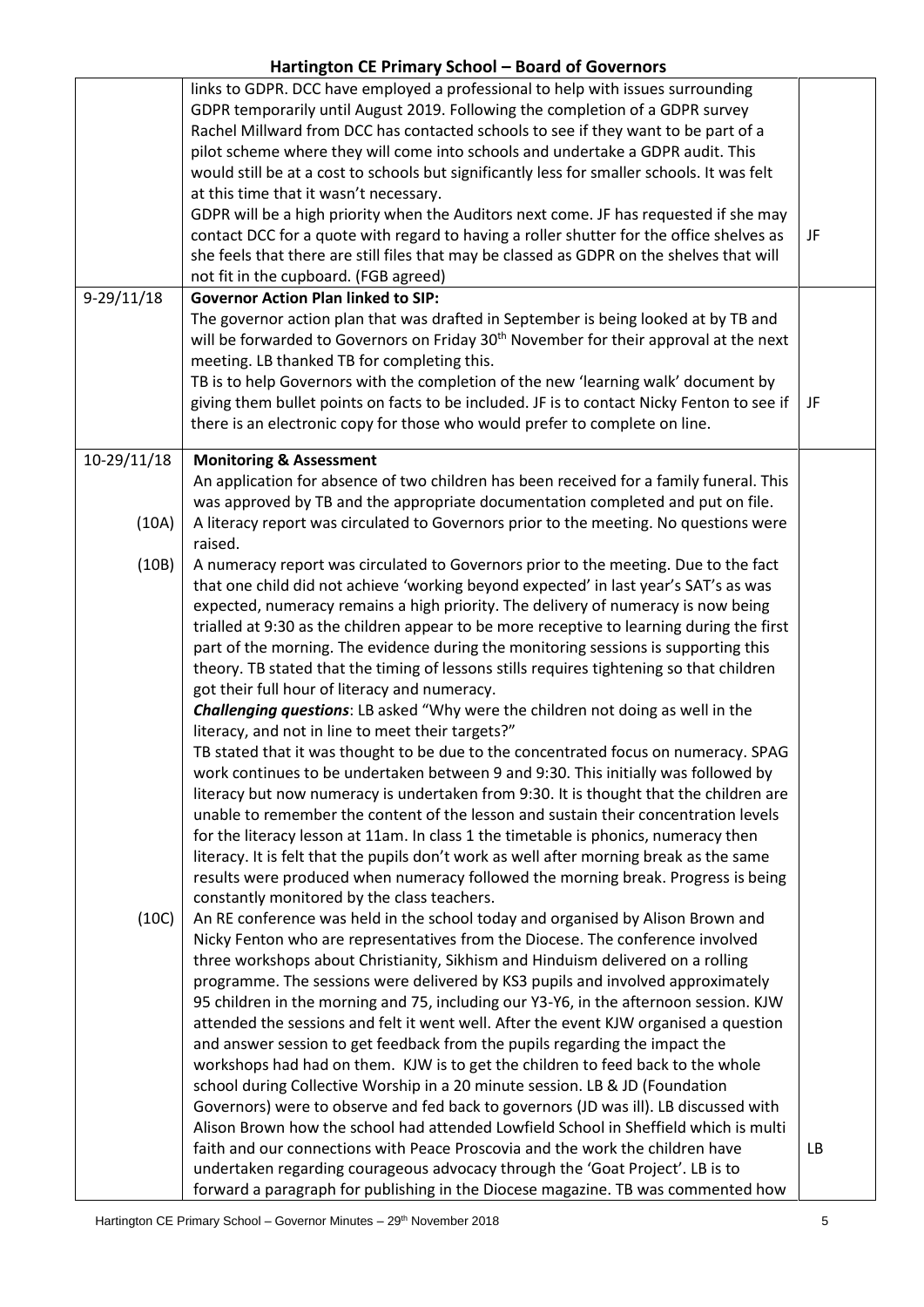| | | |
|---|---|---|
| | links to GDPR. DCC have employed a professional to help with issues surrounding GDPR temporarily until August 2019. Following the completion of a GDPR survey Rachel Millward from DCC has contacted schools to see if they want to be part of a pilot scheme where they will come into schools and undertake a GDPR audit. This would still be at a cost to schools but significantly less for smaller schools. It was felt at this time that it wasn't necessary.<br>GDPR will be a high priority when the Auditors next come. JF has requested if she may contact DCC for a quote with regard to having a roller shutter for the office shelves as she feels that there are still files that may be classed as GDPR on the shelves that will not fit in the cupboard. (FGB agreed) | JF |
| 9-29/11/18 | **Governor Action Plan linked to SIP:**<br>The governor action plan that was drafted in September is being looked at by TB and will be forwarded to Governors on Friday 30th November for their approval at the next meeting. LB thanked TB for completing this.<br>TB is to help Governors with the completion of the new 'learning walk' document by giving them bullet points on facts to be included. JF is to contact Nicky Fenton to see if there is an electronic copy for those who would prefer to complete on line. | JF |
| 10-29/11/18 | **Monitoring & Assessment**<br>An application for absence of two children has been received for a family funeral. This was approved by TB and the appropriate documentation completed and put on file. | |
| (10A) | A literacy report was circulated to Governors prior to the meeting. No questions were raised. | |
| (10B) | A numeracy report was circulated to Governors prior to the meeting. Due to the fact that one child did not achieve 'working beyond expected' in last year's SAT's as was expected, numeracy remains a high priority. The delivery of numeracy is now being trialled at 9:30 as the children appear to be more receptive to learning during the first part of the morning. The evidence during the monitoring sessions is supporting this theory. TB stated that the timing of lessons stills requires tightening so that children got their full hour of literacy and numeracy.<br>***Challenging questions***: LB asked "Why were the children not doing as well in the literacy, and not in line to meet their targets?"<br>TB stated that it was thought to be due to the concentrated focus on numeracy. SPAG work continues to be undertaken between 9 and 9:30. This initially was followed by literacy but now numeracy is undertaken from 9:30. It is thought that the children are unable to remember the content of the lesson and sustain their concentration levels for the literacy lesson at 11am. In class 1 the timetable is phonics, numeracy then literacy. It is felt that the pupils don't work as well after morning break as the same results were produced when numeracy followed the morning break. Progress is being constantly monitored by the class teachers. | |
| (10C) | An RE conference was held in the school today and organised by Alison Brown and Nicky Fenton who are representatives from the Diocese. The conference involved three workshops about Christianity, Sikhism and Hinduism delivered on a rolling programme. The sessions were delivered by KS3 pupils and involved approximately 95 children in the morning and 75, including our Y3-Y6, in the afternoon session. KJW attended the sessions and felt it went well. After the event KJW organised a question and answer session to get feedback from the pupils regarding the impact the workshops had had on them. KJW is to get the children to feed back to the whole school during Collective Worship in a 20 minute session. LB & JD (Foundation Governors) were to observe and fed back to governors (JD was ill). LB discussed with Alison Brown how the school had attended Lowfield School in Sheffield which is multi faith and our connections with Peace Proscovia and the work the children have undertaken regarding courageous advocacy through the 'Goat Project'. LB is to forward a paragraph for publishing in the Diocese magazine. TB was commented how | LB |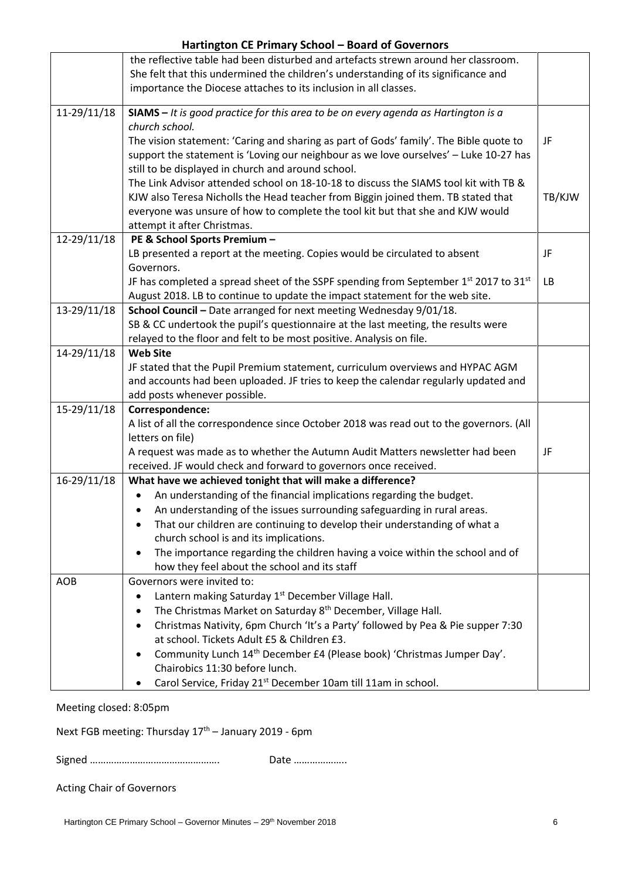| | | |
|---|---|---|
| | the reflective table had been disturbed and artefacts strewn around her classroom. She felt that this undermined the children's understanding of its significance and importance the Diocese attaches to its inclusion in all classes. | |
| 11-29/11/18 | **SIAMS –** *It is good practice for this area to be on every agenda as Hartington is a church school.* The vision statement: 'Caring and sharing as part of Gods' family'. The Bible quote to support the statement is 'Loving our neighbour as we love ourselves' – Luke 10-27 has still to be displayed in church and around school. The Link Advisor attended school on 18-10-18 to discuss the SIAMS tool kit with TB & KJW also Teresa Nicholls the Head teacher from Biggin joined them. TB stated that everyone was unsure of how to complete the tool kit but that she and KJW would attempt it after Christmas. | JF TB/KJW |
| 12-29/11/18 | **PE & School Sports Premium –** LB presented a report at the meeting. Copies would be circulated to absent Governors. JF has completed a spread sheet of the SSPF spending from September 1st 2017 to 31st August 2018. LB to continue to update the impact statement for the web site. | JF LB |
| 13-29/11/18 | **School Council –** Date arranged for next meeting Wednesday 9/01/18. SB & CC undertook the pupil's questionnaire at the last meeting, the results were relayed to the floor and felt to be most positive. Analysis on file. | |
| 14-29/11/18 | **Web Site** JF stated that the Pupil Premium statement, curriculum overviews and HYPAC AGM and accounts had been uploaded. JF tries to keep the calendar regularly updated and add posts whenever possible. | |
| 15-29/11/18 | **Correspondence:** A list of all the correspondence since October 2018 was read out to the governors. (All letters on file) A request was made as to whether the Autumn Audit Matters newsletter had been received. JF would check and forward to governors once received. | JF |
| 16-29/11/18 | **What have we achieved tonight that will make a difference?** <br>• An understanding of the financial implications regarding the budget. <br>• An understanding of the issues surrounding safeguarding in rural areas. <br>• That our children are continuing to develop their understanding of what a church school is and its implications. <br>• The importance regarding the children having a voice within the school and of how they feel about the school and its staff | |
| AOB | Governors were invited to: <br>• Lantern making Saturday 1st December Village Hall. <br>• The Christmas Market on Saturday 8th December, Village Hall. <br>• Christmas Nativity, 6pm Church 'It's a Party' followed by Pea & Pie supper 7:30 at school. Tickets Adult £5 & Children £3. <br>• Community Lunch 14th December £4 (Please book) 'Christmas Jumper Day'. Chairobics 11:30 before lunch. <br>• Carol Service, Friday 21st December 10am till 11am in school. | |

Meeting closed: 8:05pm

Next FGB meeting: Thursday 17th – January 2019 - 6pm

Signed ………………………………………. Date ………………..

Acting Chair of Governors